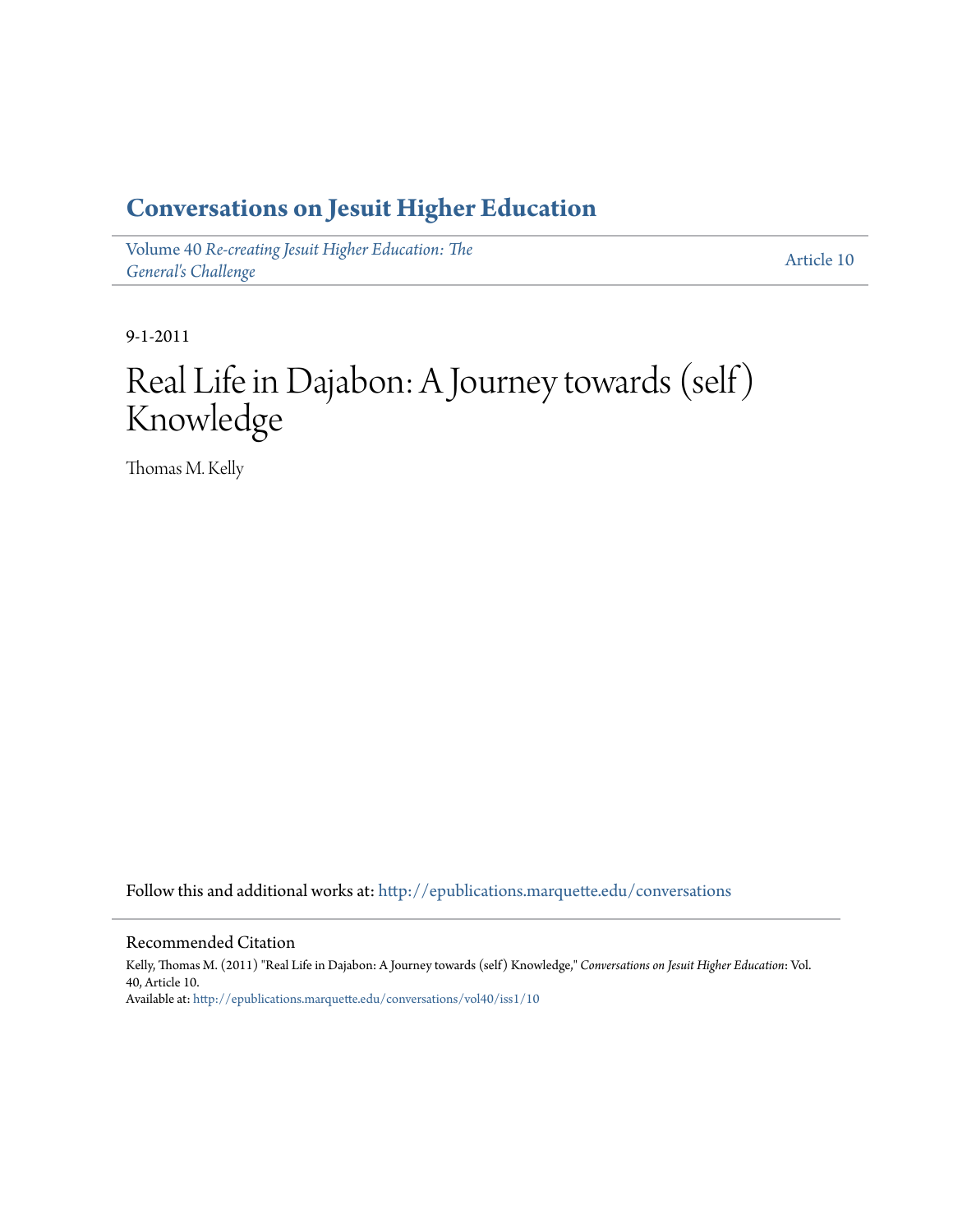# Conversations on Jesuit Higher Education

Volume 40 *Re-creating Jesuit Higher Education: The General's Challenge*

Article 10

9-1-2011

# Real Life in Dajabon: A Journey towards (self) Knowledge

Thomas M. Kelly

Follow this and additional works at: http://epublications.marquette.edu/conversations

## Recommended Citation

Kelly, Thomas M. (2011) "Real Life in Dajabon: A Journey towards (self) Knowledge," *Conversations on Jesuit Higher Education*: Vol. 40, Article 10.

Available at: http://epublications.marquette.edu/conversations/vol40/iss1/10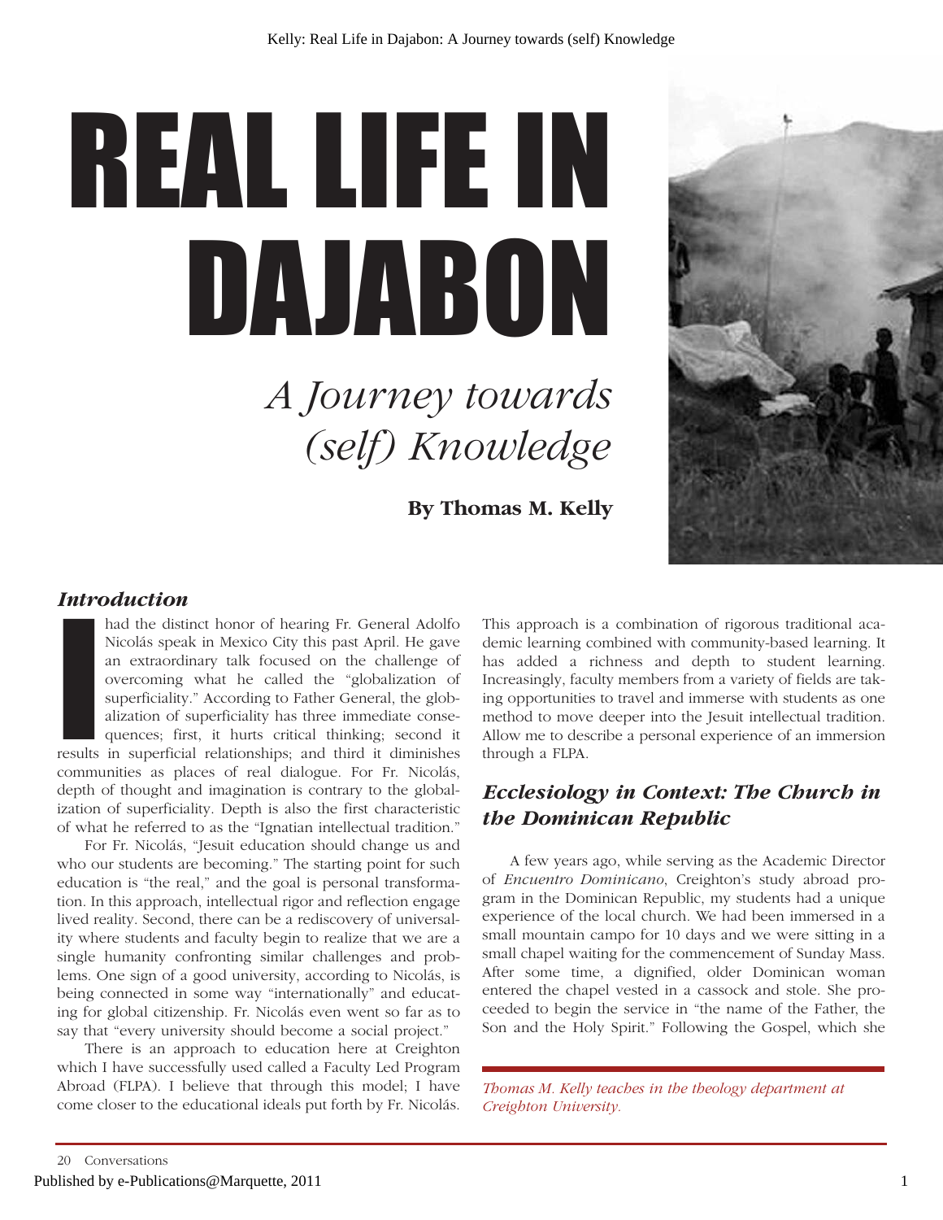# REAL LIFE IN DAJABON

## *A Journey towards (self) Knowledge*

**By Thomas M. Kelly**

### *Introduction*

I had the distinct honor of hearing Fr. General Adolfo Nicolás speak in Mexico City this past April. He gave an extraordinary talk focused on the challenge of overcoming what he called the "globalization of superficiality." According to Father General, the globalization of superficiality has three immediate consequences; first, it hurts critical thinking; second it results in superficial relationships; and third it diminishes communities as places of real dialogue. For Fr. Nicolás, depth of thought and imagination is contrary to the globalization of superficiality. Depth is also the first characteristic of what he referred to as the "Ignatian intellectual tradition."

For Fr. Nicolás, "Jesuit education should change us and who our students are becoming." The starting point for such education is "the real," and the goal is personal transformation. In this approach, intellectual rigor and reflection engage lived reality. Second, there can be a rediscovery of universality where students and faculty begin to realize that we are a single humanity confronting similar challenges and problems. One sign of a good university, according to Nicolás, is being connected in some way "internationally" and educating for global citizenship. Fr. Nicolás even went so far as to say that "every university should become a social project."

There is an approach to education here at Creighton which I have successfully used called a Faculty Led Program Abroad (FLPA). I believe that through this model; I have come closer to the educational ideals put forth by Fr. Nicolás. This approach is a combination of rigorous traditional academic learning combined with community-based learning. It has added a richness and depth to student learning. Increasingly, faculty members from a variety of fields are taking opportunities to travel and immerse with students as one method to move deeper into the Jesuit intellectual tradition. Allow me to describe a personal experience of an immersion through a FLPA.

### *Ecclesiology in Context: The Church in the Dominican Republic*

A few years ago, while serving as the Academic Director of *Encuentro Dominicano*, Creighton's study abroad program in the Dominican Republic, my students had a unique experience of the local church. We had been immersed in a small mountain campo for 10 days and we were sitting in a small chapel waiting for the commencement of Sunday Mass. After some time, a dignified, older Dominican woman entered the chapel vested in a cassock and stole. She proceeded to begin the service in "the name of the Father, the Son and the Holy Spirit." Following the Gospel, which she

*Thomas M. Kelly teaches in the theology department at Creighton University.*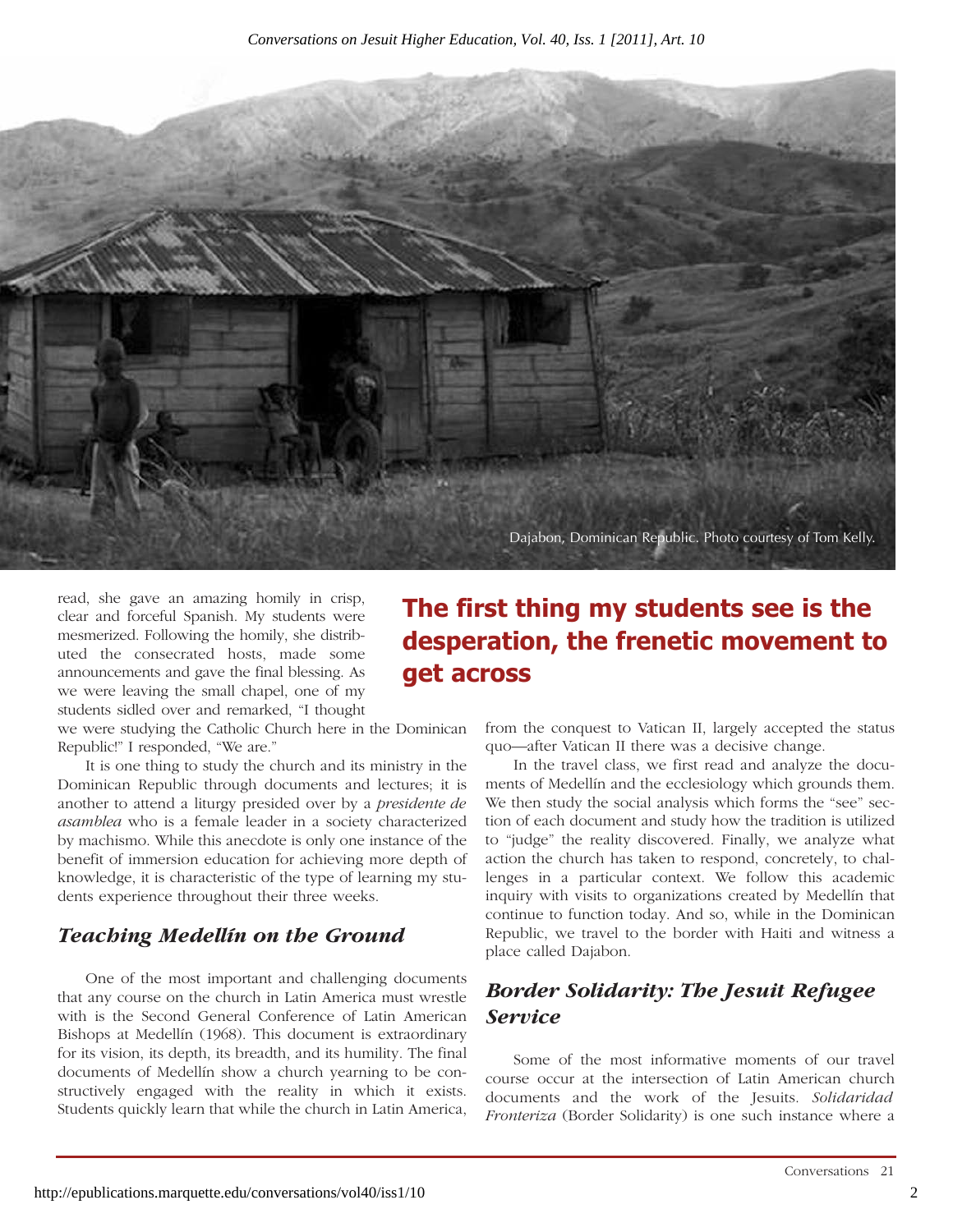Dajabon, Dominican Republic. Photo courtesy of Tom Kelly.

read, she gave an amazing homily in crisp, clear and forceful Spanish. My students were mesmerized. Following the homily, she distributed the consecrated hosts, made some announcements and gave the final blessing. As we were leaving the small chapel, one of my students sidled over and remarked, "I thought we were studying the Catholic Church here in the Dominican Republic!" I responded, "We are."

It is one thing to study the church and its ministry in the Dominican Republic through documents and lectures; it is another to attend a liturgy presided over by a *presidente de asamblea* who is a female leader in a society characterized by machismo. While this anecdote is only one instance of the benefit of immersion education for achieving more depth of knowledge, it is characteristic of the type of learning my students experience throughout their three weeks.

**The first thing my students see is the desperation, the frenetic movement to get across**

## *Teaching Medellín on the Ground*

One of the most important and challenging documents that any course on the church in Latin America must wrestle with is the Second General Conference of Latin American Bishops at Medellín (1968). This document is extraordinary for its vision, its depth, its breadth, and its humility. The final documents of Medellín show a church yearning to be constructively engaged with the reality in which it exists. Students quickly learn that while the church in Latin America, from the conquest to Vatican II, largely accepted the status quo—after Vatican II there was a decisive change.

In the travel class, we first read and analyze the documents of Medellín and the ecclesiology which grounds them. We then study the social analysis which forms the "see" section of each document and study how the tradition is utilized to "judge" the reality discovered. Finally, we analyze what action the church has taken to respond, concretely, to challenges in a particular context. We follow this academic inquiry with visits to organizations created by Medellín that continue to function today. And so, while in the Dominican Republic, we travel to the border with Haiti and witness a place called Dajabon.

## *Border Solidarity: The Jesuit Refugee Service*

Some of the most informative moments of our travel course occur at the intersection of Latin American church documents and the work of the Jesuits. *Solidaridad Fronteriza* (Border Solidarity) is one such instance where a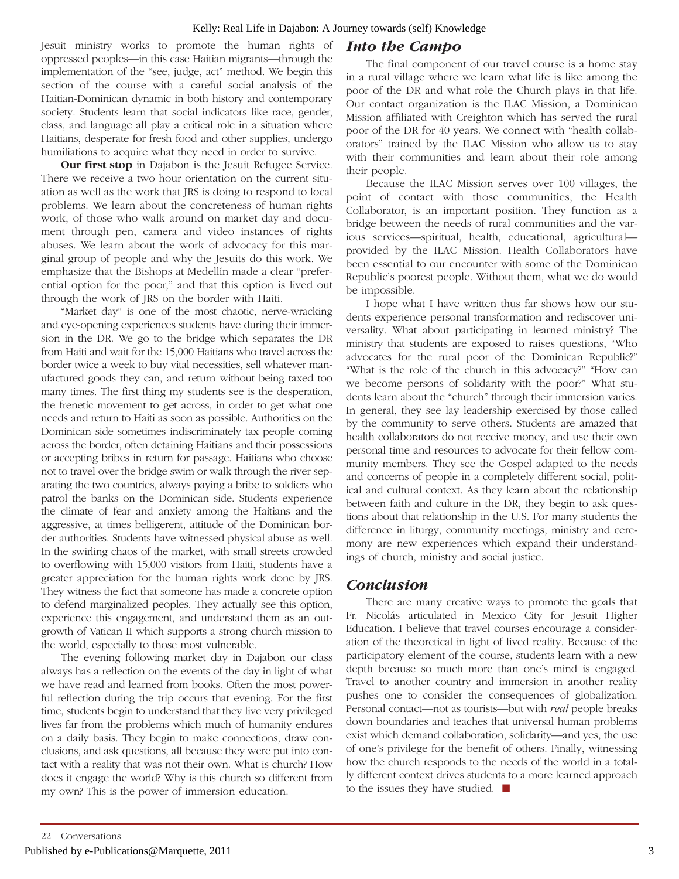Jesuit ministry works to promote the human rights of oppressed peoples—in this case Haitian migrants—through the implementation of the "see, judge, act" method. We begin this section of the course with a careful social analysis of the Haitian-Dominican dynamic in both history and contemporary society. Students learn that social indicators like race, gender, class, and language all play a critical role in a situation where Haitians, desperate for fresh food and other supplies, undergo humiliations to acquire what they need in order to survive.

**Our first stop** in Dajabon is the Jesuit Refugee Service. There we receive a two hour orientation on the current situation as well as the work that JRS is doing to respond to local problems. We learn about the concreteness of human rights work, of those who walk around on market day and document through pen, camera and video instances of rights abuses. We learn about the work of advocacy for this marginal group of people and why the Jesuits do this work. We emphasize that the Bishops at Medellín made a clear "preferential option for the poor," and that this option is lived out through the work of JRS on the border with Haiti.

"Market day" is one of the most chaotic, nerve-wracking and eye-opening experiences students have during their immersion in the DR. We go to the bridge which separates the DR from Haiti and wait for the 15,000 Haitians who travel across the border twice a week to buy vital necessities, sell whatever manufactured goods they can, and return without being taxed too many times. The first thing my students see is the desperation, the frenetic movement to get across, in order to get what one needs and return to Haiti as soon as possible. Authorities on the Dominican side sometimes indiscriminately tax people coming across the border, often detaining Haitians and their possessions or accepting bribes in return for passage. Haitians who choose not to travel over the bridge swim or walk through the river separating the two countries, always paying a bribe to soldiers who patrol the banks on the Dominican side. Students experience the climate of fear and anxiety among the Haitians and the aggressive, at times belligerent, attitude of the Dominican border authorities. Students have witnessed physical abuse as well. In the swirling chaos of the market, with small streets crowded to overflowing with 15,000 visitors from Haiti, students have a greater appreciation for the human rights work done by JRS. They witness the fact that someone has made a concrete option to defend marginalized peoples. They actually see this option, experience this engagement, and understand them as an outgrowth of Vatican II which supports a strong church mission to the world, especially to those most vulnerable.

The evening following market day in Dajabon our class always has a reflection on the events of the day in light of what we have read and learned from books. Often the most powerful reflection during the trip occurs that evening. For the first time, students begin to understand that they live very privileged lives far from the problems which much of humanity endures on a daily basis. They begin to make connections, draw conclusions, and ask questions, all because they were put into contact with a reality that was not their own. What is church? How does it engage the world? Why is this church so different from my own? This is the power of immersion education.

## *Into the Campo*

The final component of our travel course is a home stay in a rural village where we learn what life is like among the poor of the DR and what role the Church plays in that life. Our contact organization is the ILAC Mission, a Dominican Mission affiliated with Creighton which has served the rural poor of the DR for 40 years. We connect with "health collaborators" trained by the ILAC Mission who allow us to stay with their communities and learn about their role among their people.

Because the ILAC Mission serves over 100 villages, the point of contact with those communities, the Health Collaborator, is an important position. They function as a bridge between the needs of rural communities and the various services—spiritual, health, educational, agricultural—provided by the ILAC Mission. Health Collaborators have been essential to our encounter with some of the Dominican Republic's poorest people. Without them, what we do would be impossible.

I hope what I have written thus far shows how our students experience personal transformation and rediscover universality. What about participating in learned ministry? The ministry that students are exposed to raises questions, "Who advocates for the rural poor of the Dominican Republic?" "What is the role of the church in this advocacy?" "How can we become persons of solidarity with the poor?" What students learn about the "church" through their immersion varies. In general, they see lay leadership exercised by those called by the community to serve others. Students are amazed that health collaborators do not receive money, and use their own personal time and resources to advocate for their fellow community members. They see the Gospel adapted to the needs and concerns of people in a completely different social, political and cultural context. As they learn about the relationship between faith and culture in the DR, they begin to ask questions about that relationship in the U.S. For many students the difference in liturgy, community meetings, ministry and ceremony are new experiences which expand their understandings of church, ministry and social justice.

## *Conclusion*

There are many creative ways to promote the goals that Fr. Nicolás articulated in Mexico City for Jesuit Higher Education. I believe that travel courses encourage a consideration of the theoretical in light of lived reality. Because of the participatory element of the course, students learn with a new depth because so much more than one's mind is engaged. Travel to another country and immersion in another reality pushes one to consider the consequences of globalization. Personal contact—not as tourists—but with *real* people breaks down boundaries and teaches that universal human problems exist which demand collaboration, solidarity—and yes, the use of one's privilege for the benefit of others. Finally, witnessing how the church responds to the needs of the world in a totally different context drives students to a more learned approach to the issues they have studied. ■